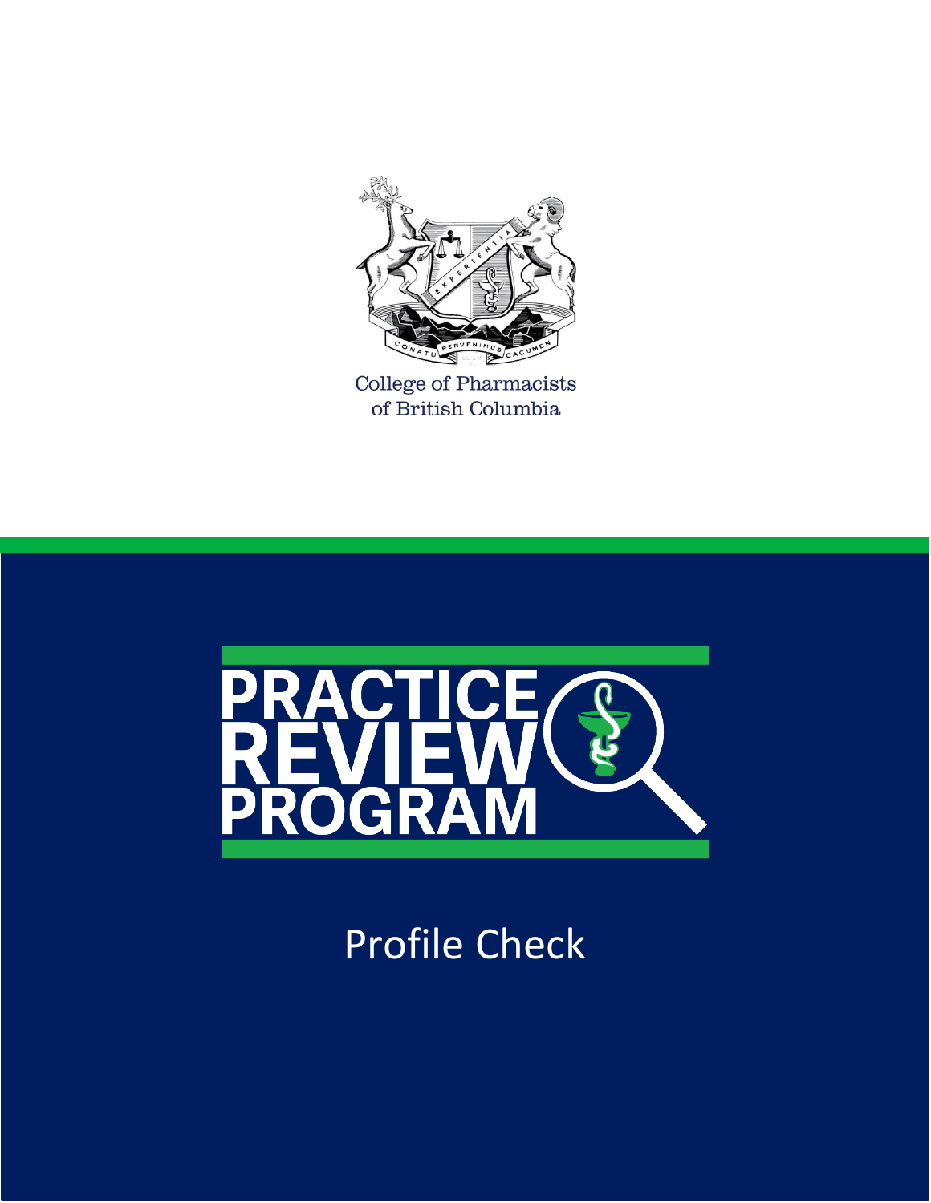College of Pharmacists
of British Columbia

# PRACTICE REVIEW PROGRAM

## Profile Check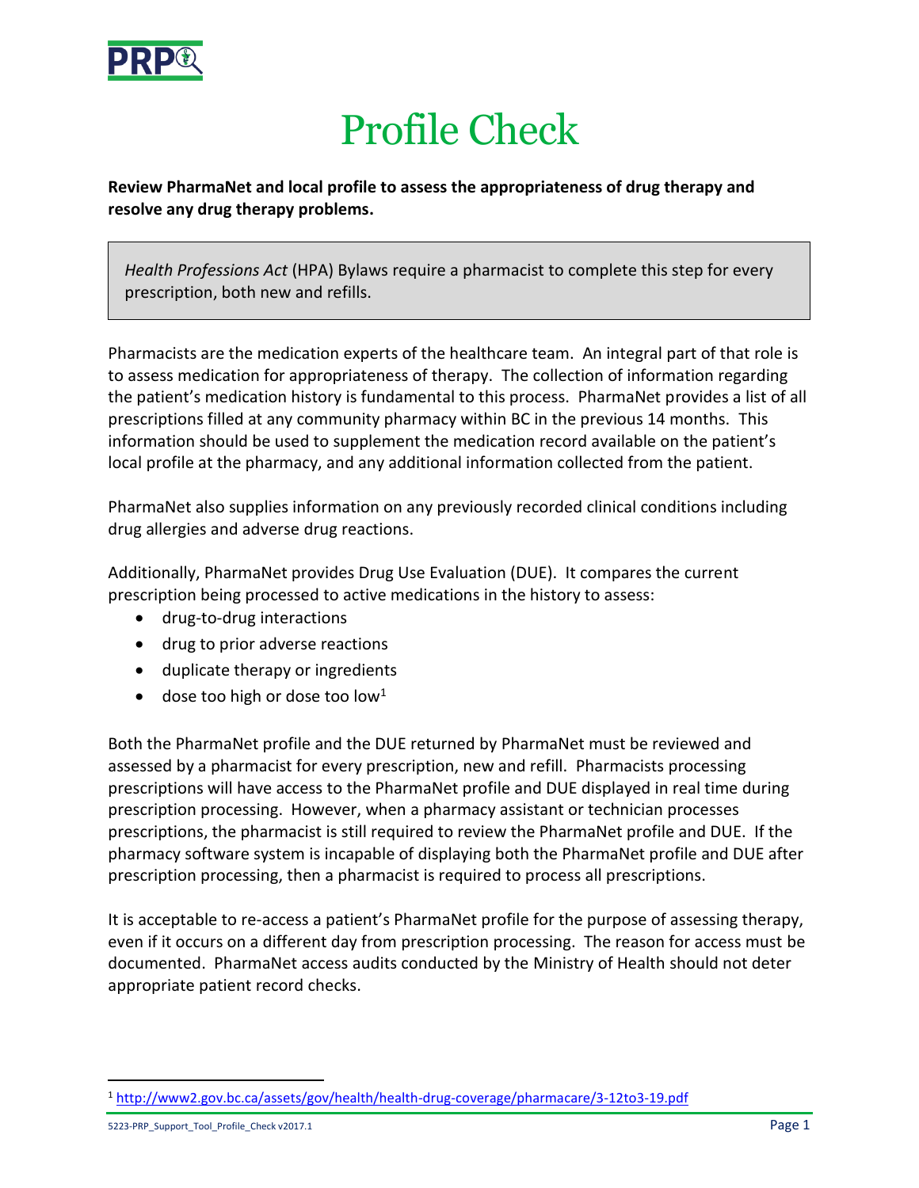# Profile Check

**Review PharmaNet and local profile to assess the appropriateness of drug therapy and resolve any drug therapy problems.**

> *Health Professions Act* (HPA) Bylaws require a pharmacist to complete this step for every prescription, both new and refills.

Pharmacists are the medication experts of the healthcare team. An integral part of that role is to assess medication for appropriateness of therapy. The collection of information regarding the patient's medication history is fundamental to this process. PharmaNet provides a list of all prescriptions filled at any community pharmacy within BC in the previous 14 months. This information should be used to supplement the medication record available on the patient's local profile at the pharmacy, and any additional information collected from the patient.

PharmaNet also supplies information on any previously recorded clinical conditions including drug allergies and adverse drug reactions.

Additionally, PharmaNet provides Drug Use Evaluation (DUE). It compares the current prescription being processed to active medications in the history to assess:

- drug-to-drug interactions
- drug to prior adverse reactions
- duplicate therapy or ingredients
- dose too high or dose too low[1]

Both the PharmaNet profile and the DUE returned by PharmaNet must be reviewed and assessed by a pharmacist for every prescription, new and refill. Pharmacists processing prescriptions will have access to the PharmaNet profile and DUE displayed in real time during prescription processing. However, when a pharmacy assistant or technician processes prescriptions, the pharmacist is still required to review the PharmaNet profile and DUE. If the pharmacy software system is incapable of displaying both the PharmaNet profile and DUE after prescription processing, then a pharmacist is required to process all prescriptions.

It is acceptable to re-access a patient's PharmaNet profile for the purpose of assessing therapy, even if it occurs on a different day from prescription processing. The reason for access must be documented. PharmaNet access audits conducted by the Ministry of Health should not deter appropriate patient record checks.

---

[1] http://www2.gov.bc.ca/assets/gov/health/health-drug-coverage/pharmacare/3-12to3-19.pdf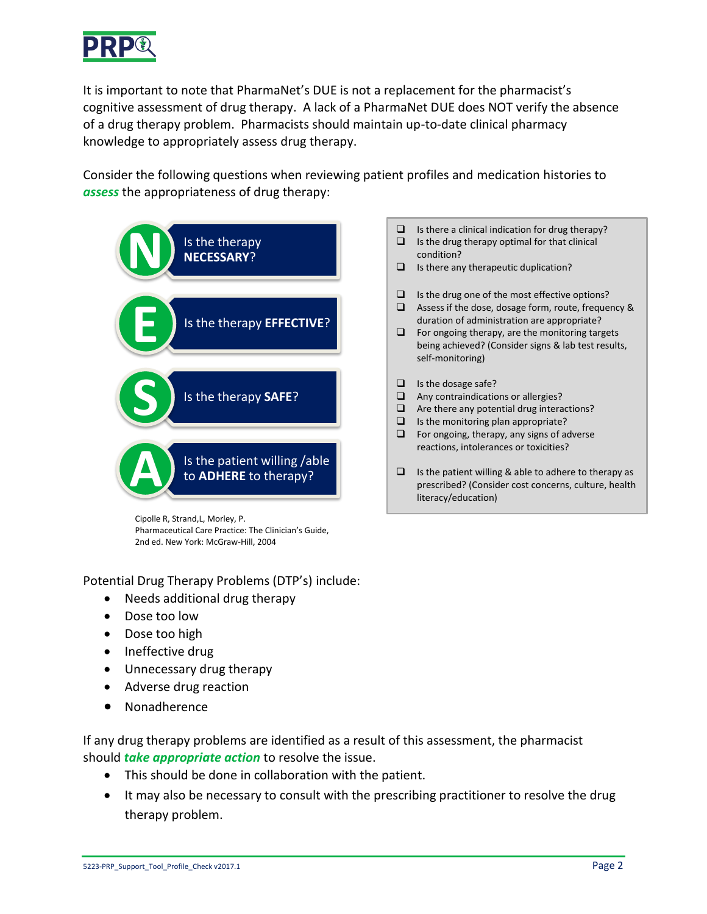It is important to note that PharmaNet's DUE is not a replacement for the pharmacist's cognitive assessment of drug therapy. A lack of a PharmaNet DUE does NOT verify the absence of a drug therapy problem. Pharmacists should maintain up-to-date clinical pharmacy knowledge to appropriately assess drug therapy.

Consider the following questions when reviewing patient profiles and medication histories to ***assess*** the appropriateness of drug therapy:

**N** – Is the therapy **NECESSARY**?

- ❑ Is there a clinical indication for drug therapy?
- ❑ Is the drug therapy optimal for that clinical condition?
- ❑ Is there any therapeutic duplication?

**E** – Is the therapy **EFFECTIVE**?

- ❑ Is the drug one of the most effective options?
- ❑ Assess if the dose, dosage form, route, frequency & duration of administration are appropriate?
- ❑ For ongoing therapy, are the monitoring targets being achieved? (Consider signs & lab test results, self-monitoring)

**S** – Is the therapy **SAFE**?

- ❑ Is the dosage safe?
- ❑ Any contraindications or allergies?
- ❑ Are there any potential drug interactions?
- ❑ Is the monitoring plan appropriate?
- ❑ For ongoing, therapy, any signs of adverse reactions, intolerances or toxicities?

**A** – Is the patient willing /able to **ADHERE** to therapy?

- ❑ Is the patient willing & able to adhere to therapy as prescribed? (Consider cost concerns, culture, health literacy/education)

Cipolle R, Strand,L, Morley, P. Pharmaceutical Care Practice: The Clinician's Guide, 2nd ed. New York: McGraw-Hill, 2004

Potential Drug Therapy Problems (DTP's) include:

- Needs additional drug therapy
- Dose too low
- Dose too high
- Ineffective drug
- Unnecessary drug therapy
- Adverse drug reaction
- Nonadherence

If any drug therapy problems are identified as a result of this assessment, the pharmacist should ***take appropriate action*** to resolve the issue.

- This should be done in collaboration with the patient.
- It may also be necessary to consult with the prescribing practitioner to resolve the drug therapy problem.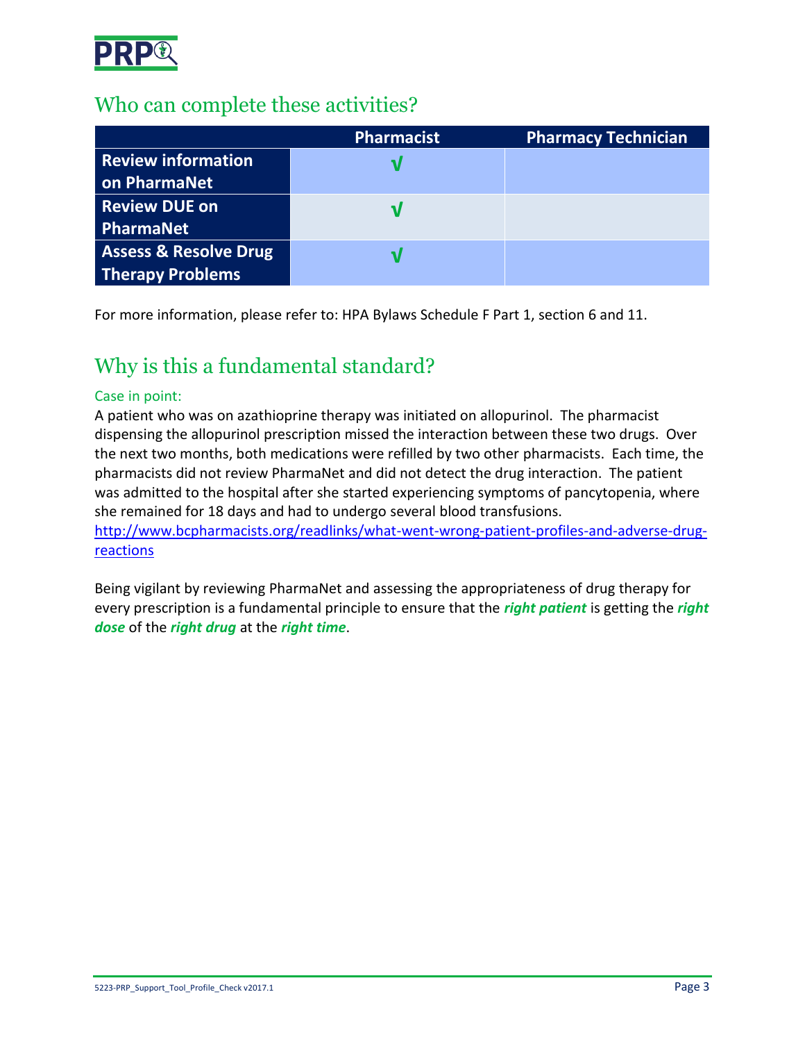## Who can complete these activities?

| | Pharmacist | Pharmacy Technician |
|---|---|---|
| **Review information on PharmaNet** | √ | |
| **Review DUE on PharmaNet** | √ | |
| **Assess & Resolve Drug Therapy Problems** | √ | |

For more information, please refer to: HPA Bylaws Schedule F Part 1, section 6 and 11.

## Why is this a fundamental standard?

### Case in point:

A patient who was on azathioprine therapy was initiated on allopurinol. The pharmacist dispensing the allopurinol prescription missed the interaction between these two drugs. Over the next two months, both medications were refilled by two other pharmacists. Each time, the pharmacists did not review PharmaNet and did not detect the drug interaction. The patient was admitted to the hospital after she started experiencing symptoms of pancytopenia, where she remained for 18 days and had to undergo several blood transfusions.
http://www.bcpharmacists.org/readlinks/what-went-wrong-patient-profiles-and-adverse-drug-reactions

Being vigilant by reviewing PharmaNet and assessing the appropriateness of drug therapy for every prescription is a fundamental principle to ensure that the ***right patient*** is getting the ***right dose*** of the ***right drug*** at the ***right time***.